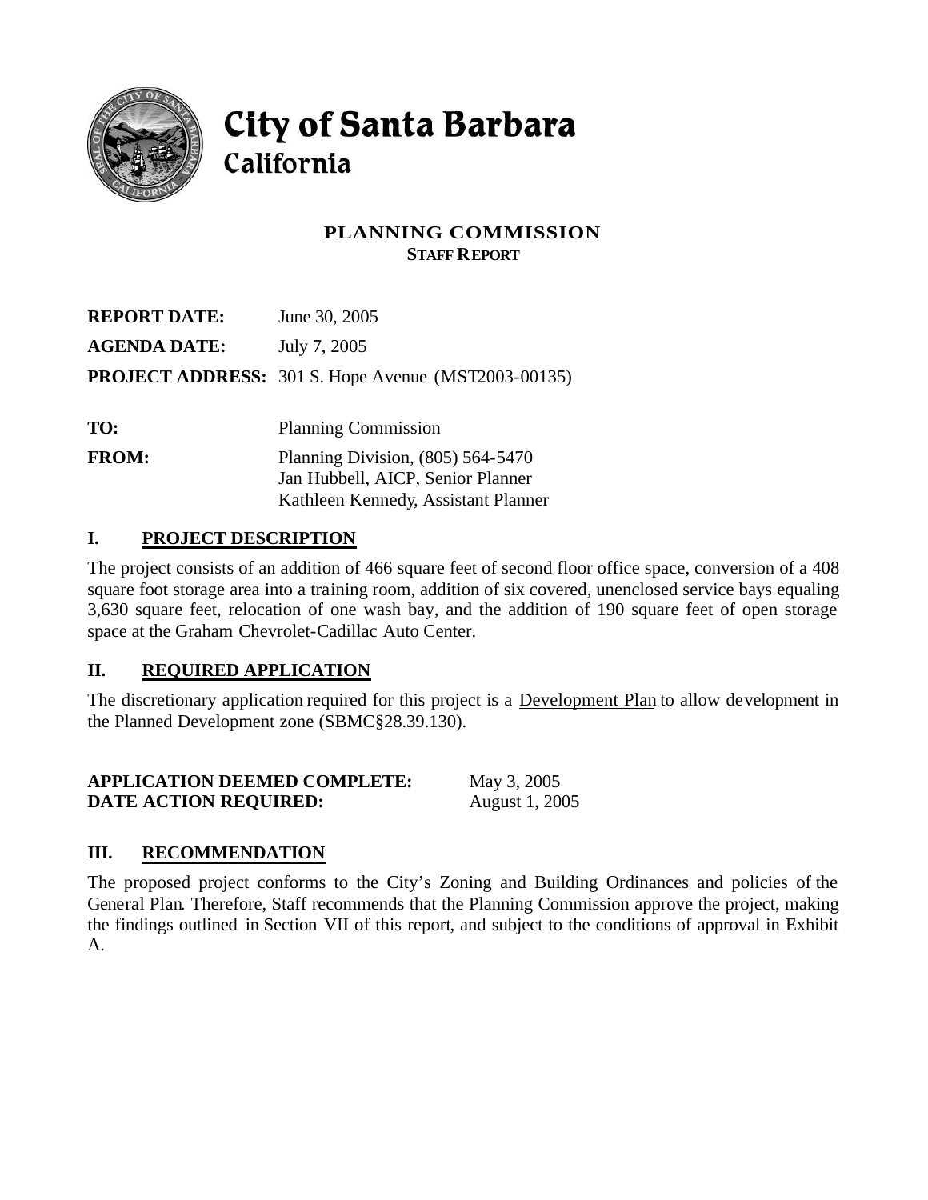# City of Santa Barbara
## California

## PLANNING COMMISSION
### STAFF REPORT

**REPORT DATE:** June 30, 2005

**AGENDA DATE:** July 7, 2005

**PROJECT ADDRESS:** 301 S. Hope Avenue (MST2003-00135)

**TO:** Planning Commission

**FROM:** Planning Division, (805) 564-5470
Jan Hubbell, AICP, Senior Planner
Kathleen Kennedy, Assistant Planner

## I. PROJECT DESCRIPTION

The project consists of an addition of 466 square feet of second floor office space, conversion of a 408 square foot storage area into a training room, addition of six covered, unenclosed service bays equaling 3,630 square feet, relocation of one wash bay, and the addition of 190 square feet of open storage space at the Graham Chevrolet-Cadillac Auto Center.

## II. REQUIRED APPLICATION

The discretionary application required for this project is a Development Plan to allow development in the Planned Development zone (SBMC§28.39.130).

**APPLICATION DEEMED COMPLETE:** May 3, 2005
**DATE ACTION REQUIRED:** August 1, 2005

## III. RECOMMENDATION

The proposed project conforms to the City's Zoning and Building Ordinances and policies of the General Plan. Therefore, Staff recommends that the Planning Commission approve the project, making the findings outlined in Section VII of this report, and subject to the conditions of approval in Exhibit A.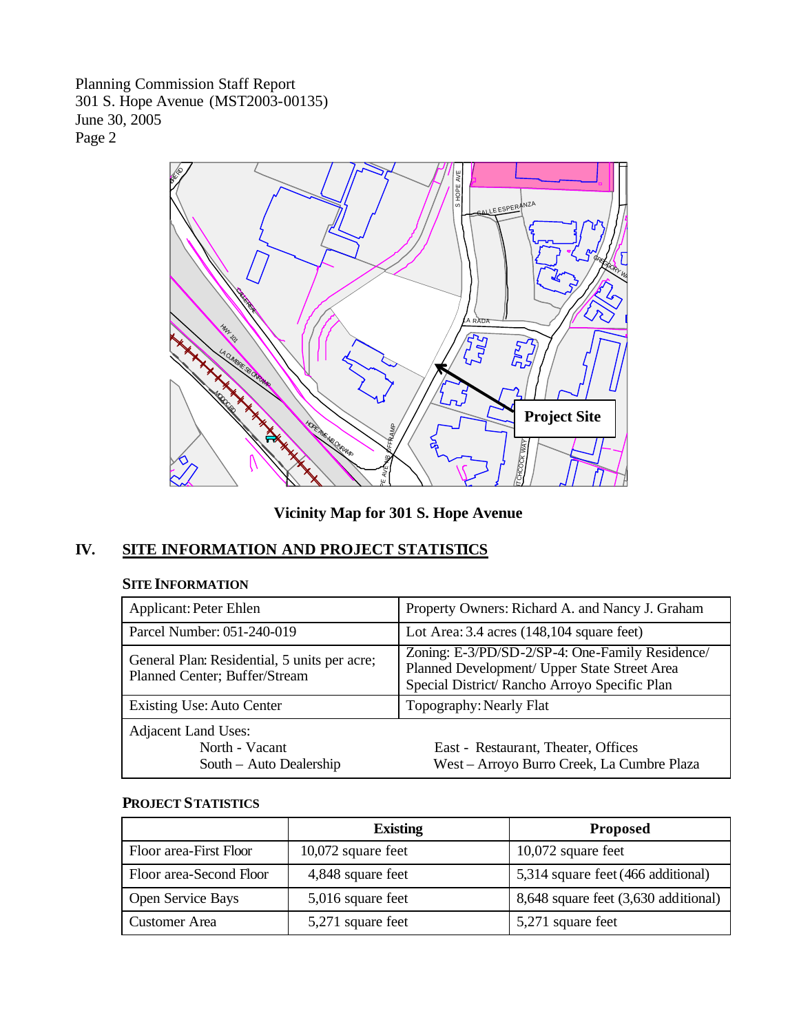Vicinity Map for 301 S. Hope Avenue

## IV. SITE INFORMATION AND PROJECT STATISTICS

### SITE INFORMATION

| | |
|---|---|
| Applicant: Peter Ehlen | Property Owners: Richard A. and Nancy J. Graham |
| Parcel Number: 051-240-019 | Lot Area: 3.4 acres (148,104 square feet) |
| General Plan: Residential, 5 units per acre; Planned Center; Buffer/Stream | Zoning: E-3/PD/SD-2/SP-4: One-Family Residence/ Planned Development/ Upper State Street Area Special District/ Rancho Arroyo Specific Plan |
| Existing Use: Auto Center | Topography: Nearly Flat |
| Adjacent Land Uses: North - Vacant; South – Auto Dealership | East - Restaurant, Theater, Offices; West – Arroyo Burro Creek, La Cumbre Plaza |

### PROJECT STATISTICS

| | Existing | Proposed |
|---|---|---|
| Floor area-First Floor | 10,072 square feet | 10,072 square feet |
| Floor area-Second Floor | 4,848 square feet | 5,314 square feet (466 additional) |
| Open Service Bays | 5,016 square feet | 8,648 square feet (3,630 additional) |
| Customer Area | 5,271 square feet | 5,271 square feet |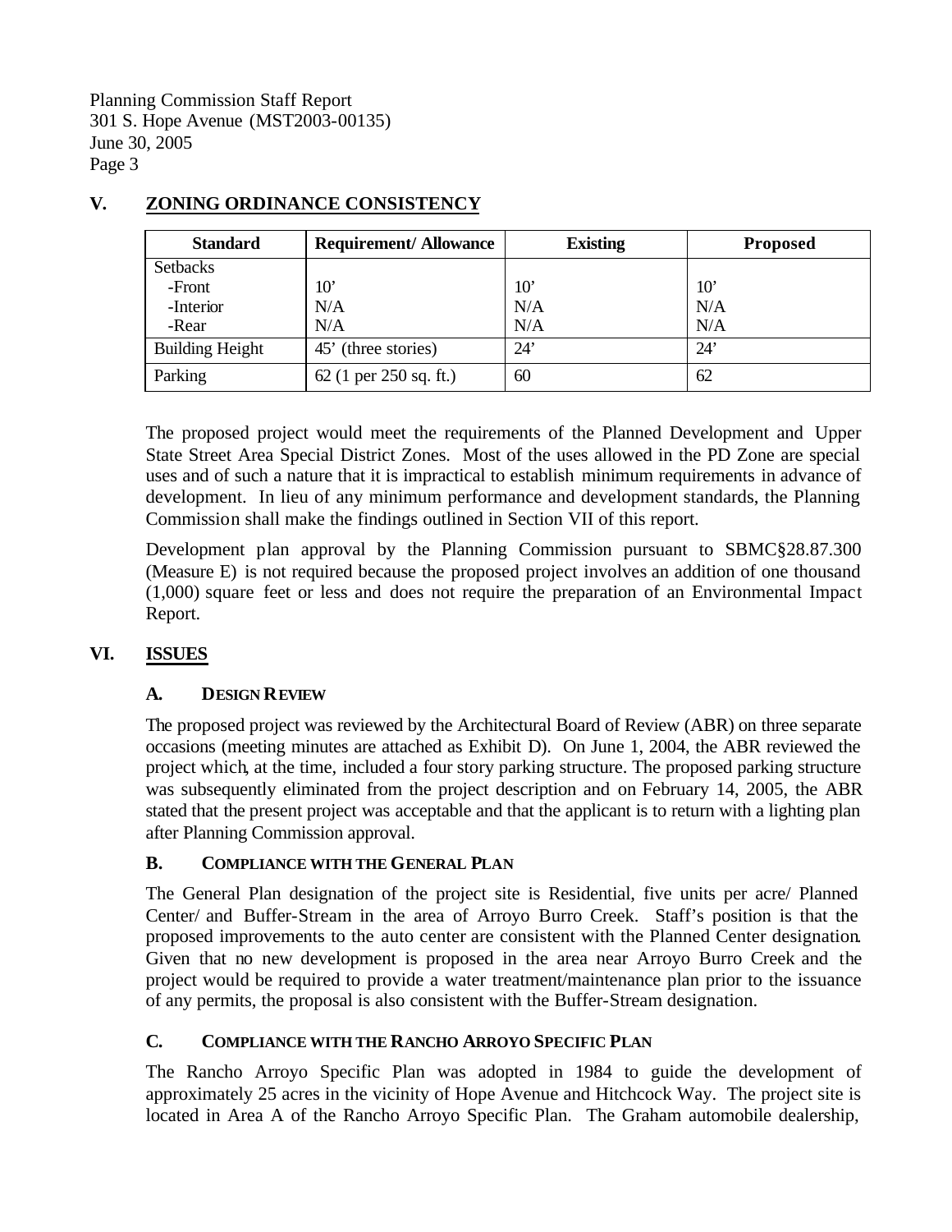## V. ZONING ORDINANCE CONSISTENCY

| Standard | Requirement/ Allowance | Existing | Proposed |
|---|---|---|---|
| Setbacks<br>-Front<br>-Interior<br>-Rear | <br>10'<br>N/A<br>N/A | <br>10'<br>N/A<br>N/A | <br>10'<br>N/A<br>N/A |
| Building Height | 45' (three stories) | 24' | 24' |
| Parking | 62 (1 per 250 sq. ft.) | 60 | 62 |

The proposed project would meet the requirements of the Planned Development and Upper State Street Area Special District Zones. Most of the uses allowed in the PD Zone are special uses and of such a nature that it is impractical to establish minimum requirements in advance of development. In lieu of any minimum performance and development standards, the Planning Commission shall make the findings outlined in Section VII of this report.

Development plan approval by the Planning Commission pursuant to SBMC§28.87.300 (Measure E) is not required because the proposed project involves an addition of one thousand (1,000) square feet or less and does not require the preparation of an Environmental Impact Report.

## VI. ISSUES

### A. DESIGN REVIEW

The proposed project was reviewed by the Architectural Board of Review (ABR) on three separate occasions (meeting minutes are attached as Exhibit D). On June 1, 2004, the ABR reviewed the project which, at the time, included a four story parking structure. The proposed parking structure was subsequently eliminated from the project description and on February 14, 2005, the ABR stated that the present project was acceptable and that the applicant is to return with a lighting plan after Planning Commission approval.

### B. COMPLIANCE WITH THE GENERAL PLAN

The General Plan designation of the project site is Residential, five units per acre/ Planned Center/ and Buffer-Stream in the area of Arroyo Burro Creek. Staff's position is that the proposed improvements to the auto center are consistent with the Planned Center designation. Given that no new development is proposed in the area near Arroyo Burro Creek and the project would be required to provide a water treatment/maintenance plan prior to the issuance of any permits, the proposal is also consistent with the Buffer-Stream designation.

### C. COMPLIANCE WITH THE RANCHO ARROYO SPECIFIC PLAN

The Rancho Arroyo Specific Plan was adopted in 1984 to guide the development of approximately 25 acres in the vicinity of Hope Avenue and Hitchcock Way. The project site is located in Area A of the Rancho Arroyo Specific Plan. The Graham automobile dealership,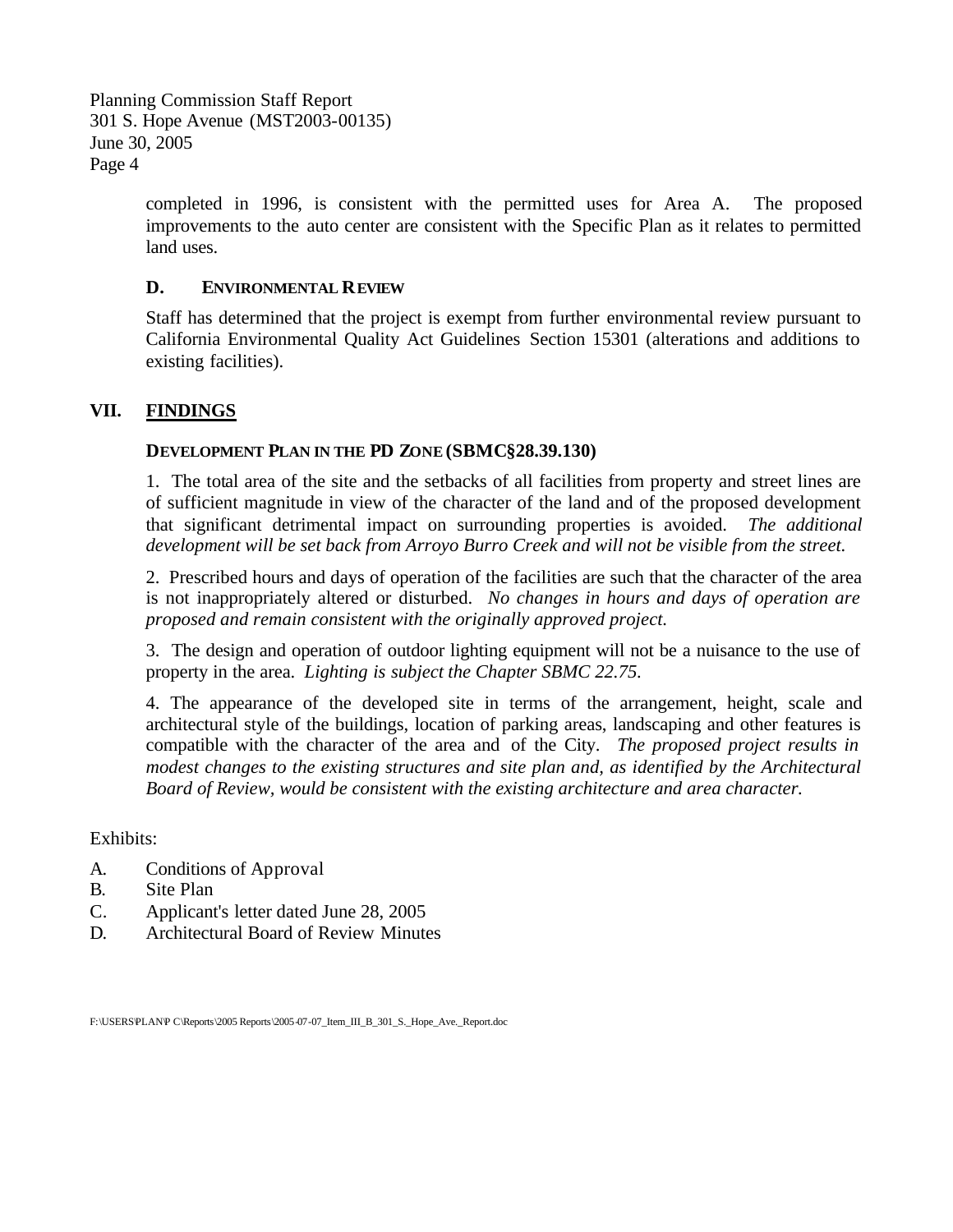completed in 1996, is consistent with the permitted uses for Area A. The proposed improvements to the auto center are consistent with the Specific Plan as it relates to permitted land uses.

### D. ENVIRONMENTAL REVIEW

Staff has determined that the project is exempt from further environmental review pursuant to California Environmental Quality Act Guidelines Section 15301 (alterations and additions to existing facilities).

## VII. FINDINGS

### DEVELOPMENT PLAN IN THE PD ZONE (SBMC§28.39.130)

1. The total area of the site and the setbacks of all facilities from property and street lines are of sufficient magnitude in view of the character of the land and of the proposed development that significant detrimental impact on surrounding properties is avoided. *The additional development will be set back from Arroyo Burro Creek and will not be visible from the street.*

2. Prescribed hours and days of operation of the facilities are such that the character of the area is not inappropriately altered or disturbed. *No changes in hours and days of operation are proposed and remain consistent with the originally approved project.*

3. The design and operation of outdoor lighting equipment will not be a nuisance to the use of property in the area. *Lighting is subject the Chapter SBMC 22.75.*

4. The appearance of the developed site in terms of the arrangement, height, scale and architectural style of the buildings, location of parking areas, landscaping and other features is compatible with the character of the area and of the City. *The proposed project results in modest changes to the existing structures and site plan and, as identified by the Architectural Board of Review, would be consistent with the existing architecture and area character.*

Exhibits:

A. Conditions of Approval
B. Site Plan
C. Applicant's letter dated June 28, 2005
D. Architectural Board of Review Minutes

F:\USERS\PLAN\P C\Reports\2005 Reports\2005-07-07_Item_III_B_301_S._Hope_Ave._Report.doc